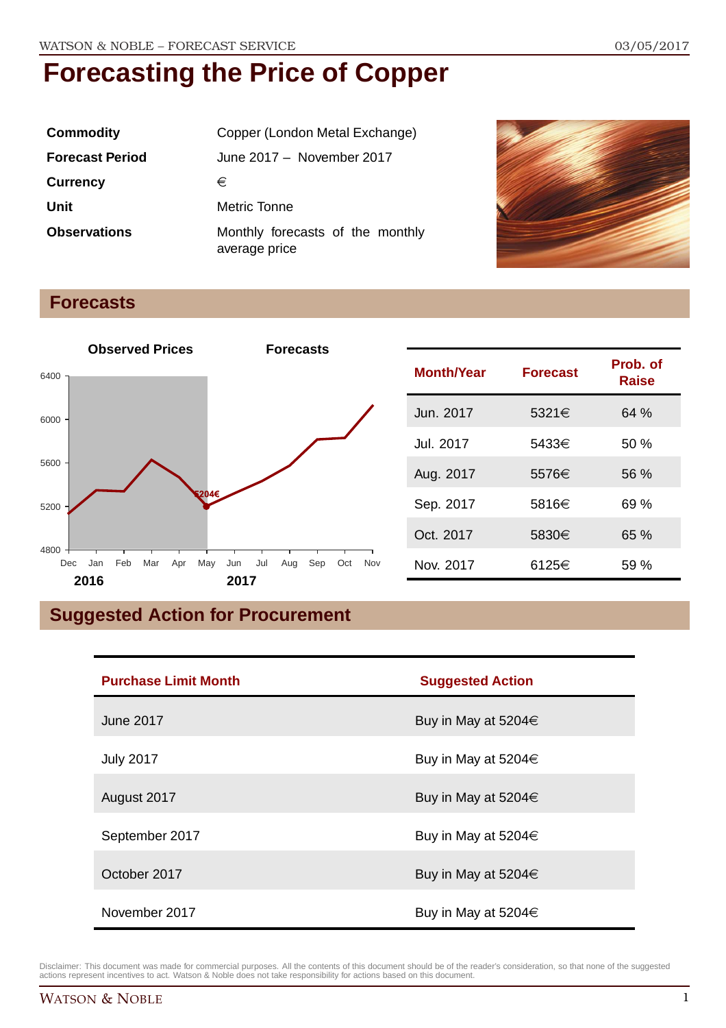# Forecasting the Price of Copper

| | |
|---|---|
| **Commodity** | Copper (London Metal Exchange) |
| **Forecast Period** | June 2017 – November 2017 |
| **Currency** | € |
| **Unit** | Metric Tonne |
| **Observations** | Monthly forecasts of the monthly average price |

## Forecasts

| Month/Year | Forecast | Prob. of Raise |
|---|---|---|
| Jun. 2017 | 5321€ | 64 % |
| Jul. 2017 | 5433€ | 50 % |
| Aug. 2017 | 5576€ | 56 % |
| Sep. 2017 | 5816€ | 69 % |
| Oct. 2017 | 5830€ | 65 % |
| Nov. 2017 | 6125€ | 59 % |

## Suggested Action for Procurement

| Purchase Limit Month | Suggested Action |
|---|---|
| June 2017 | Buy in May at 5204€ |
| July 2017 | Buy in May at 5204€ |
| August 2017 | Buy in May at 5204€ |
| September 2017 | Buy in May at 5204€ |
| October 2017 | Buy in May at 5204€ |
| November 2017 | Buy in May at 5204€ |

Disclaimer: This document was made for commercial purposes. All the contents of this document should be of the reader's consideration, so that none of the suggested actions represent incentives to act. Watson & Noble does not take responsibility for actions based on this document.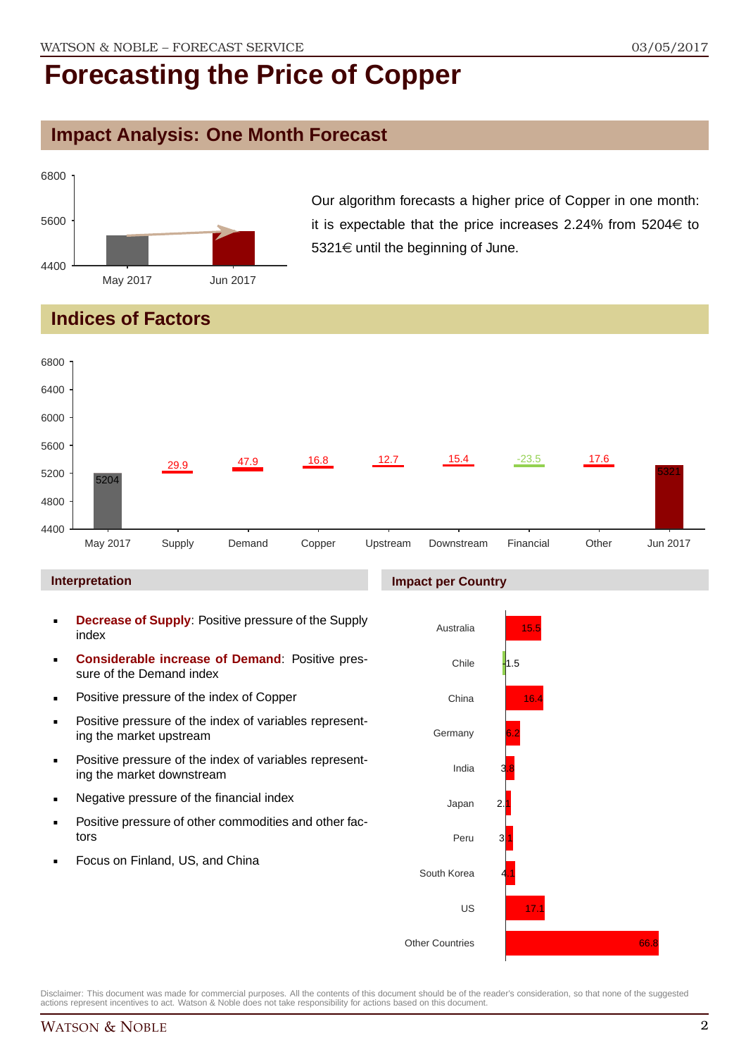# Forecasting the Price of Copper

## Impact Analysis: One Month Forecast

Our algorithm forecasts a higher price of Copper in one month: it is expectable that the price increases 2.24% from 5204€ to 5321€ until the beginning of June.

## Indices of Factors

### Interpretation

- **Decrease of Supply**: Positive pressure of the Supply index
- **Considerable increase of Demand**: Positive pressure of the Demand index
- Positive pressure of the index of Copper
- Positive pressure of the index of variables representing the market upstream
- Positive pressure of the index of variables representing the market downstream
- Negative pressure of the financial index
- Positive pressure of other commodities and other factors
- Focus on Finland, US, and China

### Impact per Country

Disclaimer: This document was made for commercial purposes. All the contents of this document should be of the reader's consideration, so that none of the suggested actions represent incentives to act. Watson & Noble does not take responsibility for actions based on this document.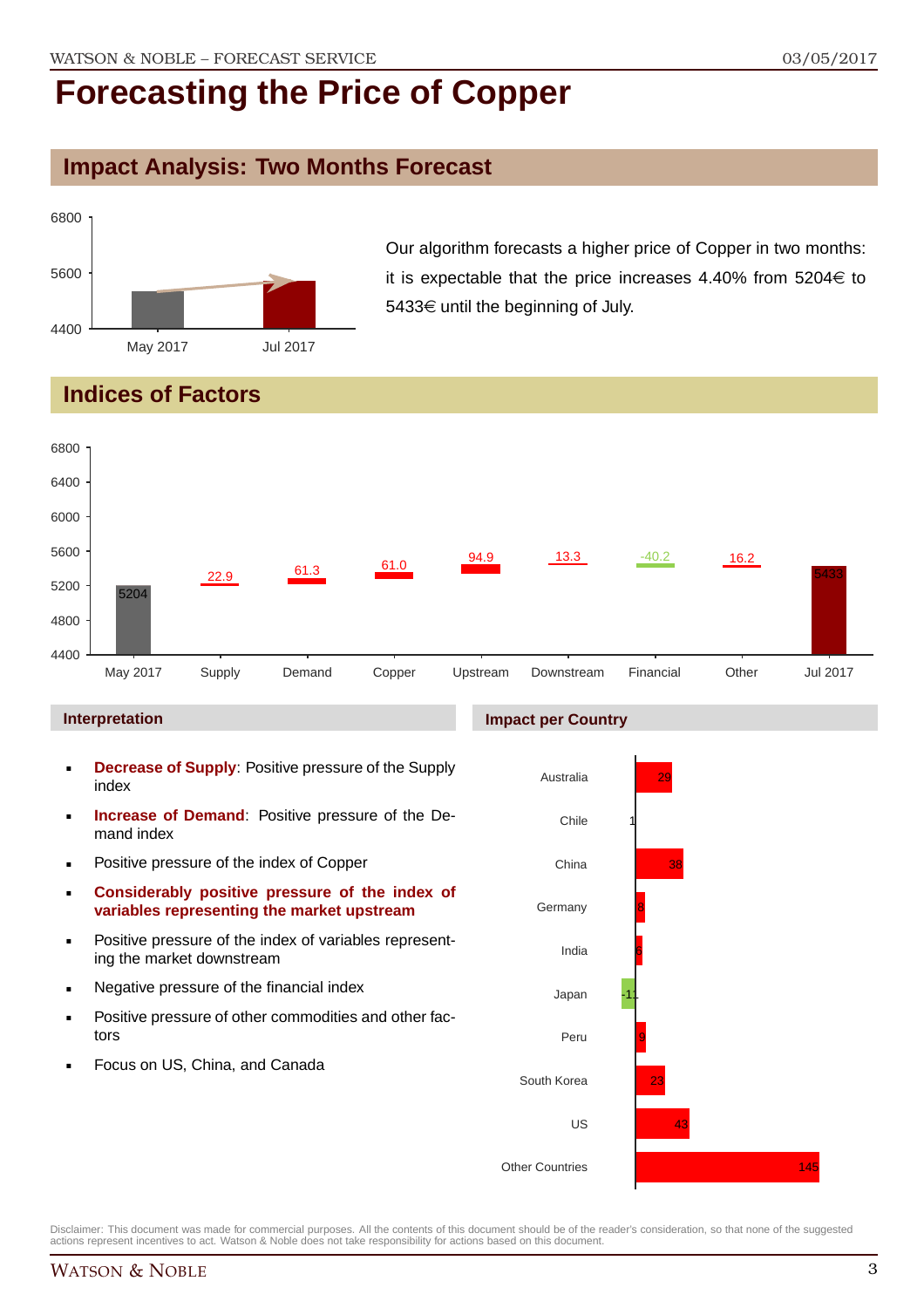# Forecasting the Price of Copper

## Impact Analysis: Two Months Forecast

Our algorithm forecasts a higher price of Copper in two months: it is expectable that the price increases 4.40% from 5204€ to 5433€ until the beginning of July.

## Indices of Factors

| | May 2017 | Supply | Demand | Copper | Upstream | Downstream | Financial | Other | Jul 2017 |
|---|---|---|---|---|---|---|---|---|---|
| Value | 5204 | 22.9 | 61.3 | 61.0 | 94.9 | 13.3 | -40.2 | 16.2 | 5433 |

### Interpretation

- **Decrease of Supply**: Positive pressure of the Supply index
- **Increase of Demand**: Positive pressure of the Demand index
- Positive pressure of the index of Copper
- **Considerably positive pressure of the index of variables representing the market upstream**
- Positive pressure of the index of variables representing the market downstream
- Negative pressure of the financial index
- Positive pressure of other commodities and other factors
- Focus on US, China, and Canada

### Impact per Country

| Country | Impact |
|---|---|
| Australia | 29 |
| Chile | 1 |
| China | 38 |
| Germany | 8 |
| India | 6 |
| Japan | -11 |
| Peru | 9 |
| South Korea | 23 |
| US | 43 |
| Other Countries | 145 |

Disclaimer: This document was made for commercial purposes. All the contents of this document should be of the reader's consideration, so that none of the suggested actions represent incentives to act. Watson & Noble does not take responsibility for actions based on this document.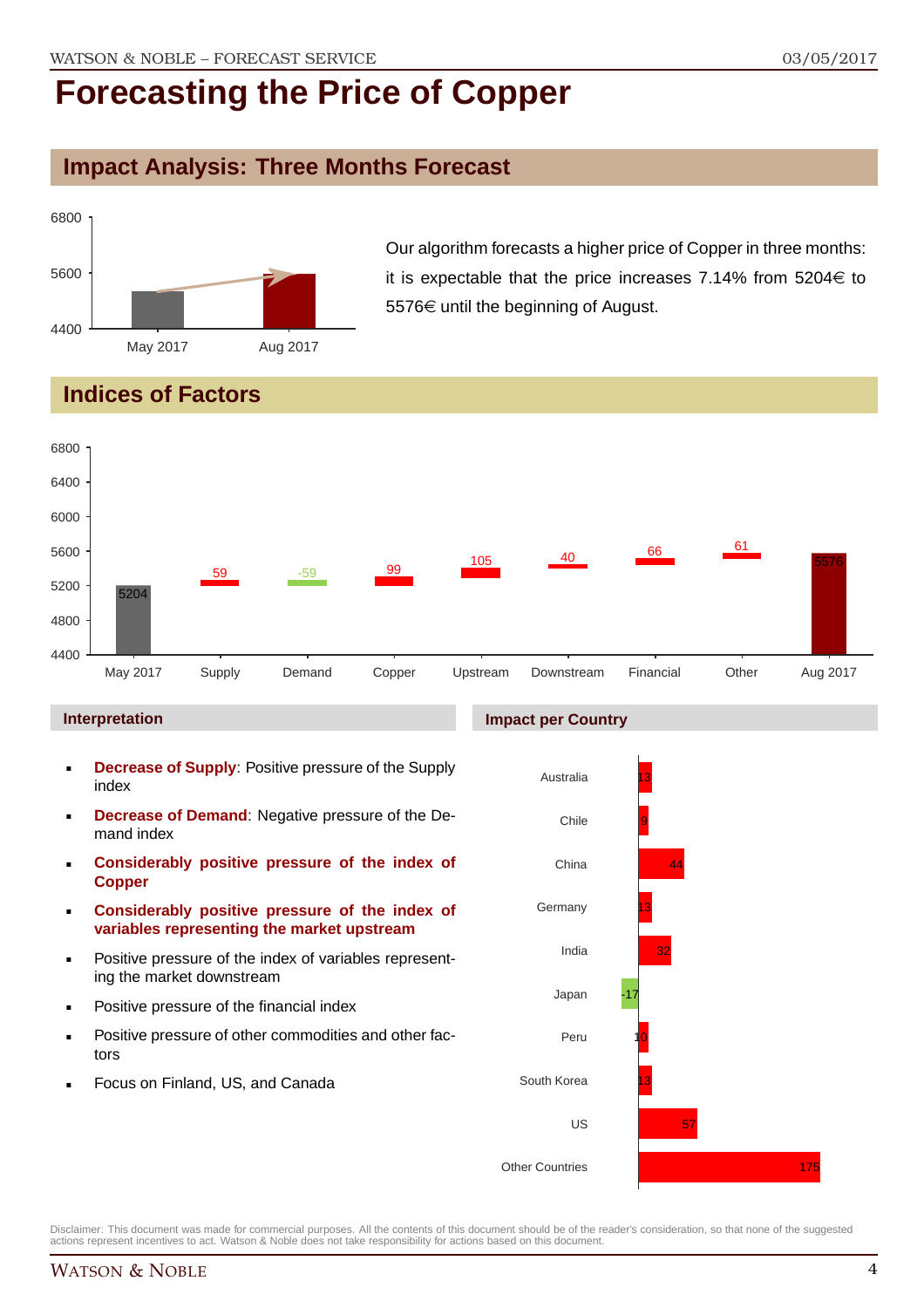# Forecasting the Price of Copper

## Impact Analysis: Three Months Forecast

Our algorithm forecasts a higher price of Copper in three months: it is expectable that the price increases 7.14% from 5204€ to 5576€ until the beginning of August.

## Indices of Factors

### Interpretation

- **Decrease of Supply**: Positive pressure of the Supply index
- **Decrease of Demand**: Negative pressure of the Demand index
- **Considerably positive pressure of the index of Copper**
- **Considerably positive pressure of the index of variables representing the market upstream**
- Positive pressure of the index of variables representing the market downstream
- Positive pressure of the financial index
- Positive pressure of other commodities and other factors
- Focus on Finland, US, and Canada

### Impact per Country

Disclaimer: This document was made for commercial purposes. All the contents of this document should be of the reader's consideration, so that none of the suggested actions represent incentives to act. Watson & Noble does not take responsibility for actions based on this document.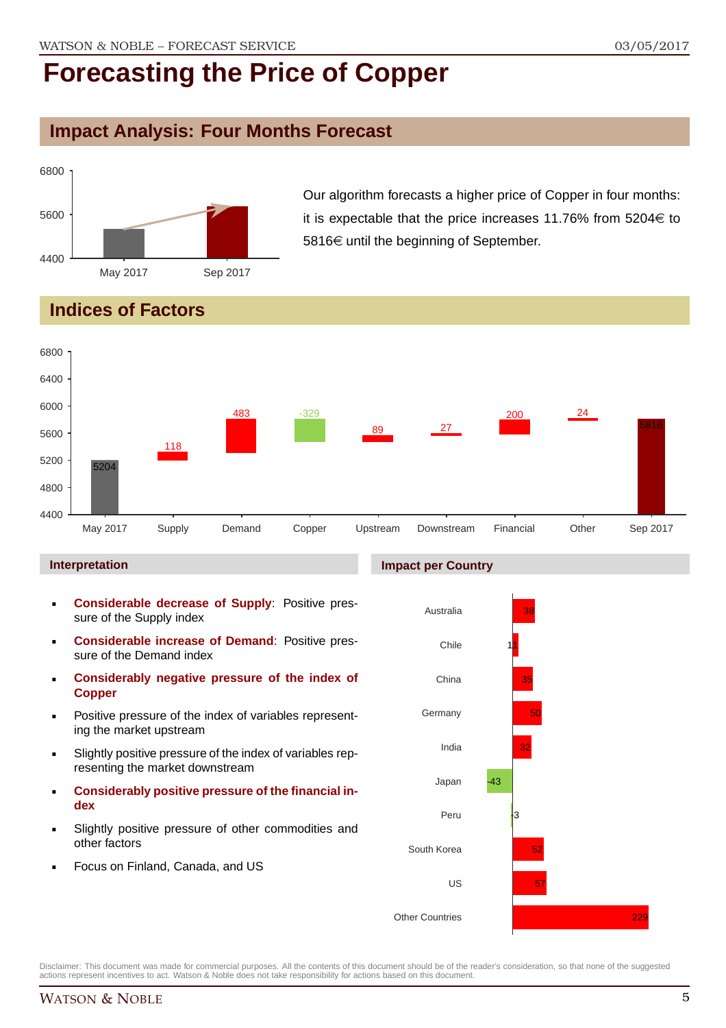# Forecasting the Price of Copper

## Impact Analysis: Four Months Forecast

Our algorithm forecasts a higher price of Copper in four months: it is expectable that the price increases 11.76% from 5204€ to 5816€ until the beginning of September.

## Indices of Factors

### Interpretation

- **Considerable decrease of Supply**: Positive pressure of the Supply index
- **Considerable increase of Demand**: Positive pressure of the Demand index
- **Considerably negative pressure of the index of Copper**
- Positive pressure of the index of variables representing the market upstream
- Slightly positive pressure of the index of variables representing the market downstream
- **Considerably positive pressure of the financial index**
- Slightly positive pressure of other commodities and other factors
- Focus on Finland, Canada, and US

### Impact per Country

Disclaimer: This document was made for commercial purposes. All the contents of this document should be of the reader's consideration, so that none of the suggested actions represent incentives to act. Watson & Noble does not take responsibility for actions based on this document.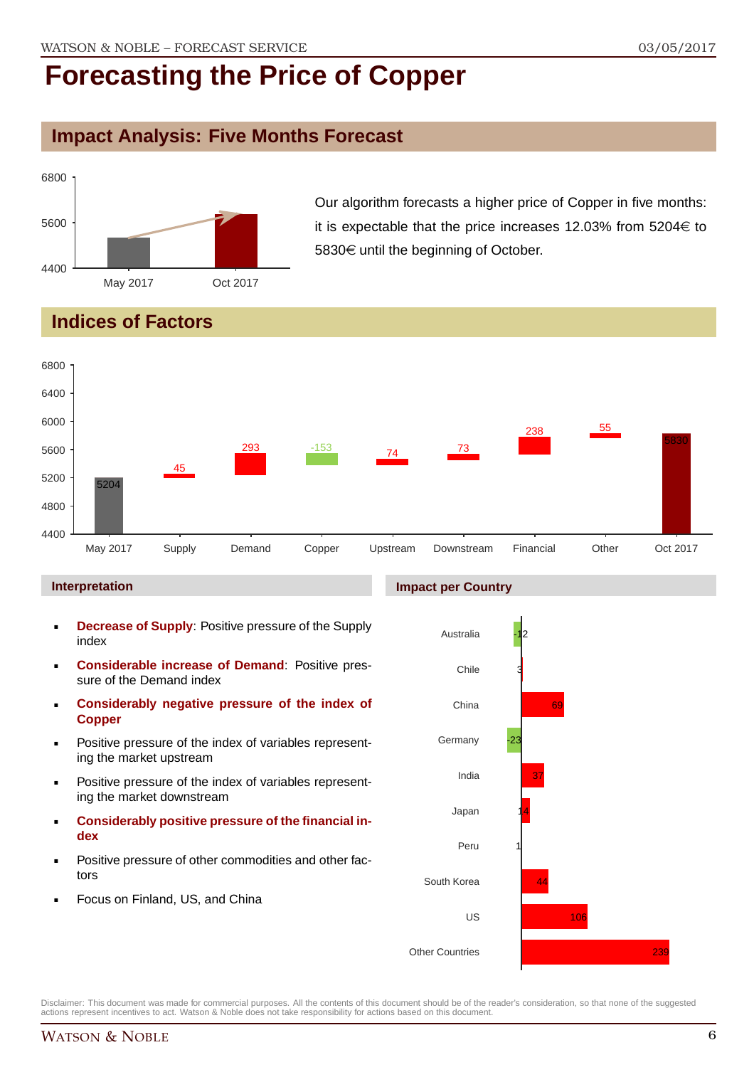# Forecasting the Price of Copper

## Impact Analysis: Five Months Forecast

Our algorithm forecasts a higher price of Copper in five months: it is expectable that the price increases 12.03% from 5204€ to 5830€ until the beginning of October.

## Indices of Factors

### Interpretation

- **Decrease of Supply**: Positive pressure of the Supply index
- **Considerable increase of Demand**: Positive pressure of the Demand index
- **Considerably negative pressure of the index of Copper**
- Positive pressure of the index of variables representing the market upstream
- Positive pressure of the index of variables representing the market downstream
- **Considerably positive pressure of the financial index**
- Positive pressure of other commodities and other factors
- Focus on Finland, US, and China

### Impact per Country

| Country | Impact |
|---|---|
| Australia | -12 |
| Chile | 3 |
| China | 69 |
| Germany | -23 |
| India | 37 |
| Japan | 14 |
| Peru | 1 |
| South Korea | 44 |
| US | 106 |
| Other Countries | 239 |

Disclaimer: This document was made for commercial purposes. All the contents of this document should be of the reader's consideration, so that none of the suggested actions represent incentives to act. Watson & Noble does not take responsibility for actions based on this document.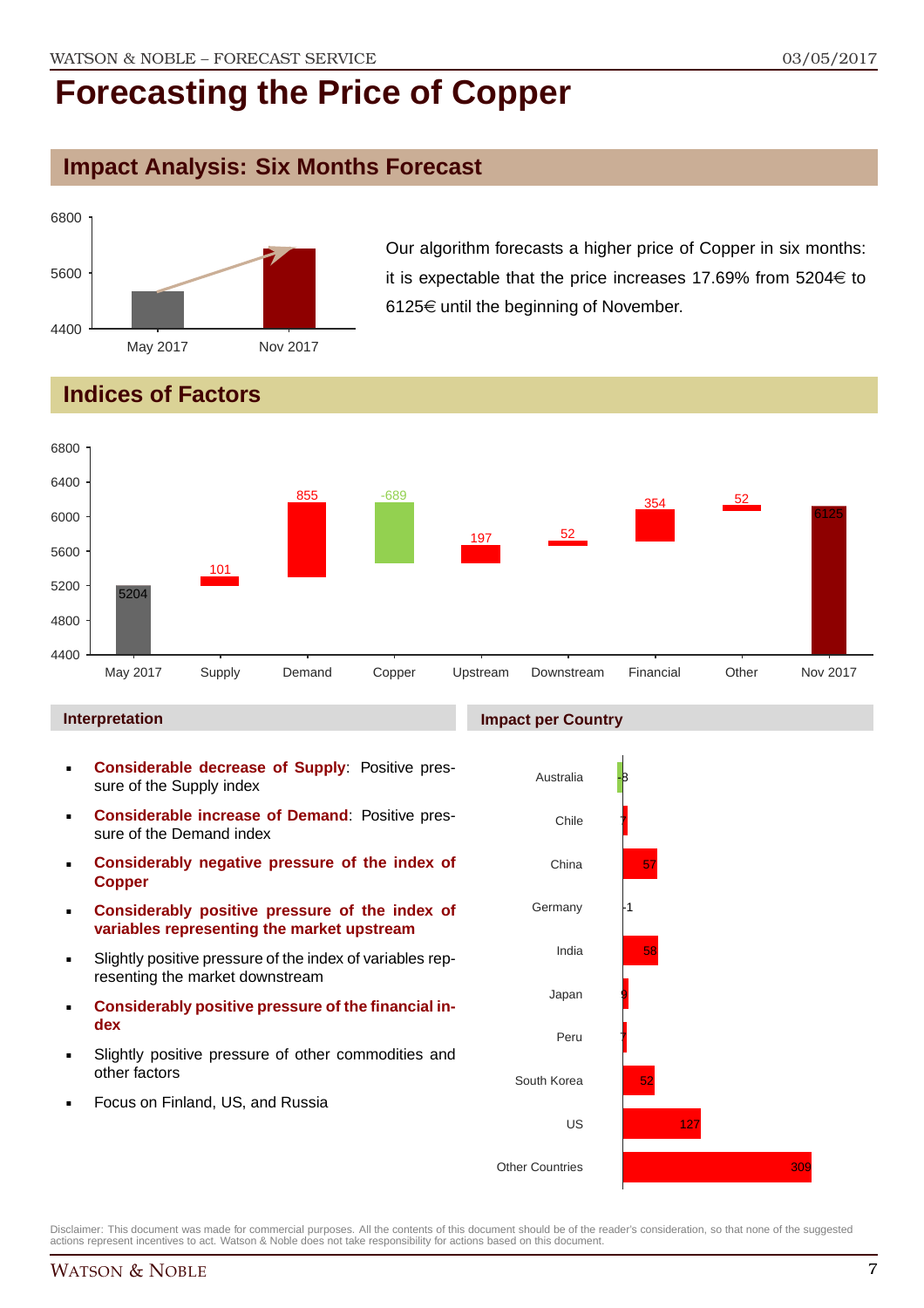# Forecasting the Price of Copper

## Impact Analysis: Six Months Forecast

Our algorithm forecasts a higher price of Copper in six months: it is expectable that the price increases 17.69% from 5204€ to 6125€ until the beginning of November.

## Indices of Factors

| | May 2017 | Supply | Demand | Copper | Upstream | Downstream | Financial | Other | Nov 2017 |
|---|---|---|---|---|---|---|---|---|---|
| Value | 5204 | 101 | 855 | -689 | 197 | 52 | 354 | 52 | 6125 |

### Interpretation

- **Considerable decrease of Supply**: Positive pressure of the Supply index
- **Considerable increase of Demand**: Positive pressure of the Demand index
- **Considerably negative pressure of the index of Copper**
- **Considerably positive pressure of the index of variables representing the market upstream**
- Slightly positive pressure of the index of variables representing the market downstream
- **Considerably positive pressure of the financial index**
- Slightly positive pressure of other commodities and other factors
- Focus on Finland, US, and Russia

### Impact per Country

| Country | Impact |
|---|---|
| Australia | -8 |
| Chile | 7 |
| China | 57 |
| Germany | -1 |
| India | 58 |
| Japan | 9 |
| Peru | 7 |
| South Korea | 52 |
| US | 127 |
| Other Countries | 309 |

Disclaimer: This document was made for commercial purposes. All the contents of this document should be of the reader's consideration, so that none of the suggested actions represent incentives to act. Watson & Noble does not take responsibility for actions based on this document.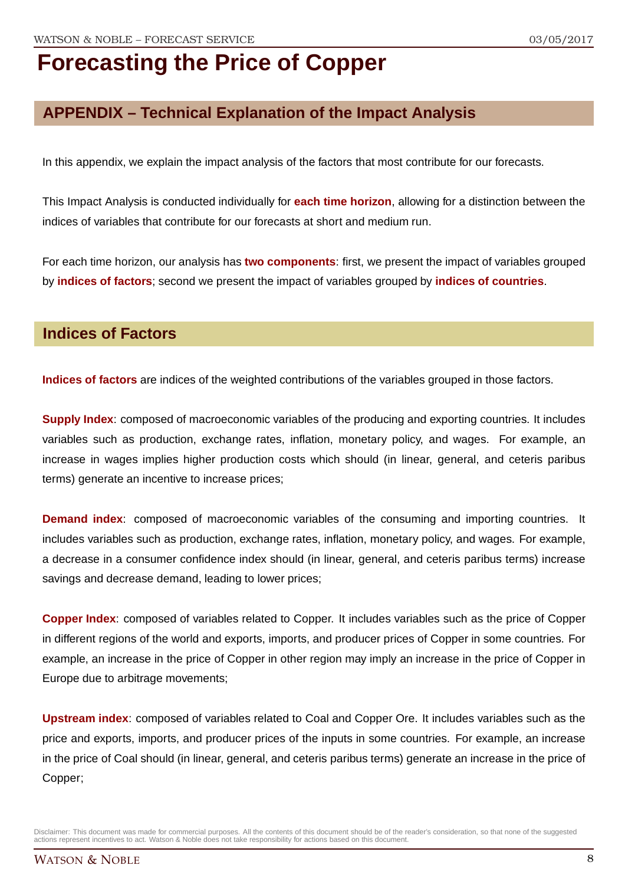# Forecasting the Price of Copper

## APPENDIX – Technical Explanation of the Impact Analysis

In this appendix, we explain the impact analysis of the factors that most contribute for our forecasts.

This Impact Analysis is conducted individually for **each time horizon**, allowing for a distinction between the indices of variables that contribute for our forecasts at short and medium run.

For each time horizon, our analysis has **two components**: first, we present the impact of variables grouped by **indices of factors**; second we present the impact of variables grouped by **indices of countries**.

## Indices of Factors

**Indices of factors** are indices of the weighted contributions of the variables grouped in those factors.

**Supply Index**: composed of macroeconomic variables of the producing and exporting countries. It includes variables such as production, exchange rates, inflation, monetary policy, and wages. For example, an increase in wages implies higher production costs which should (in linear, general, and ceteris paribus terms) generate an incentive to increase prices;

**Demand index**: composed of macroeconomic variables of the consuming and importing countries. It includes variables such as production, exchange rates, inflation, monetary policy, and wages. For example, a decrease in a consumer confidence index should (in linear, general, and ceteris paribus terms) increase savings and decrease demand, leading to lower prices;

**Copper Index**: composed of variables related to Copper. It includes variables such as the price of Copper in different regions of the world and exports, imports, and producer prices of Copper in some countries. For example, an increase in the price of Copper in other region may imply an increase in the price of Copper in Europe due to arbitrage movements;

**Upstream index**: composed of variables related to Coal and Copper Ore. It includes variables such as the price and exports, imports, and producer prices of the inputs in some countries. For example, an increase in the price of Coal should (in linear, general, and ceteris paribus terms) generate an increase in the price of Copper;

Disclaimer: This document was made for commercial purposes. All the contents of this document should be of the reader's consideration, so that none of the suggested actions represent incentives to act. Watson & Noble does not take responsibility for actions based on this document.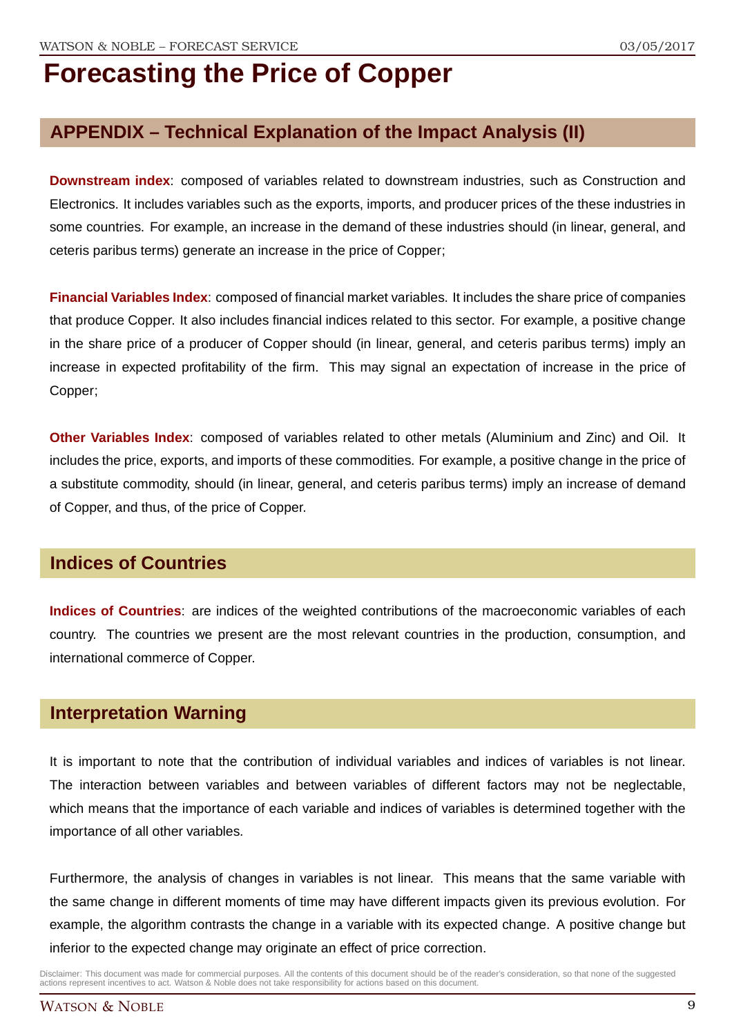# Forecasting the Price of Copper

## APPENDIX – Technical Explanation of the Impact Analysis (II)

**Downstream index**: composed of variables related to downstream industries, such as Construction and Electronics. It includes variables such as the exports, imports, and producer prices of the these industries in some countries. For example, an increase in the demand of these industries should (in linear, general, and ceteris paribus terms) generate an increase in the price of Copper;

**Financial Variables Index**: composed of financial market variables. It includes the share price of companies that produce Copper. It also includes financial indices related to this sector. For example, a positive change in the share price of a producer of Copper should (in linear, general, and ceteris paribus terms) imply an increase in expected profitability of the firm. This may signal an expectation of increase in the price of Copper;

**Other Variables Index**: composed of variables related to other metals (Aluminium and Zinc) and Oil. It includes the price, exports, and imports of these commodities. For example, a positive change in the price of a substitute commodity, should (in linear, general, and ceteris paribus terms) imply an increase of demand of Copper, and thus, of the price of Copper.

## Indices of Countries

**Indices of Countries**: are indices of the weighted contributions of the macroeconomic variables of each country. The countries we present are the most relevant countries in the production, consumption, and international commerce of Copper.

## Interpretation Warning

It is important to note that the contribution of individual variables and indices of variables is not linear. The interaction between variables and between variables of different factors may not be neglectable, which means that the importance of each variable and indices of variables is determined together with the importance of all other variables.

Furthermore, the analysis of changes in variables is not linear. This means that the same variable with the same change in different moments of time may have different impacts given its previous evolution. For example, the algorithm contrasts the change in a variable with its expected change. A positive change but inferior to the expected change may originate an effect of price correction.

Disclaimer: This document was made for commercial purposes. All the contents of this document should be of the reader's consideration, so that none of the suggested actions represent incentives to act. Watson & Noble does not take responsibility for actions based on this document.